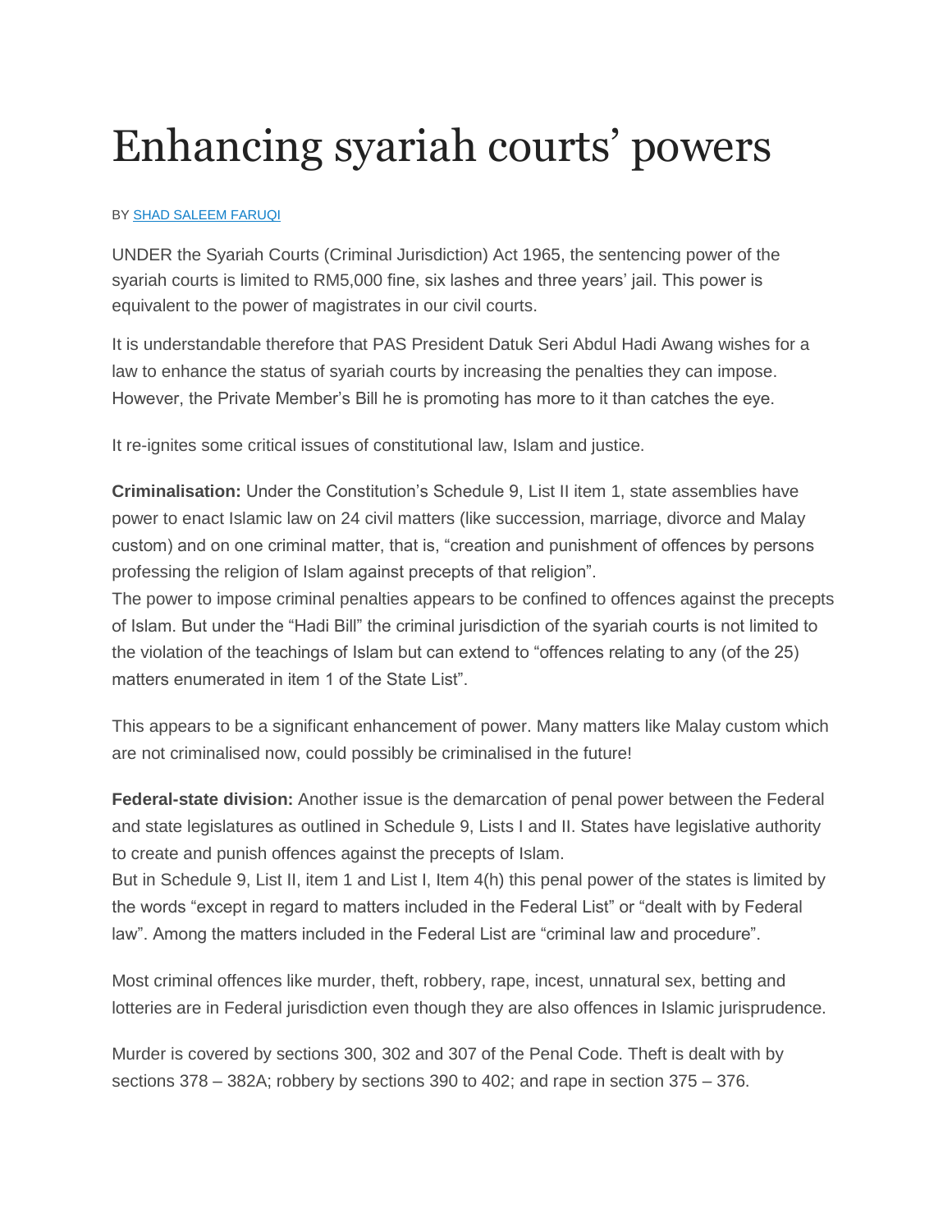# Enhancing syariah courts' powers

BY SHAD SALEEM FARUQI

UNDER the Syariah Courts (Criminal Jurisdiction) Act 1965, the sentencing power of the syariah courts is limited to RM5,000 fine, six lashes and three years' jail. This power is equivalent to the power of magistrates in our civil courts.

It is understandable therefore that PAS President Datuk Seri Abdul Hadi Awang wishes for a law to enhance the status of syariah courts by increasing the penalties they can impose. However, the Private Member's Bill he is promoting has more to it than catches the eye.

It re-ignites some critical issues of constitutional law, Islam and justice.

**Criminalisation:** Under the Constitution's Schedule 9, List II item 1, state assemblies have power to enact Islamic law on 24 civil matters (like succession, marriage, divorce and Malay custom) and on one criminal matter, that is, "creation and punishment of offences by persons professing the religion of Islam against precepts of that religion".
The power to impose criminal penalties appears to be confined to offences against the precepts of Islam. But under the "Hadi Bill" the criminal jurisdiction of the syariah courts is not limited to the violation of the teachings of Islam but can extend to "offences relating to any (of the 25) matters enumerated in item 1 of the State List".

This appears to be a significant enhancement of power. Many matters like Malay custom which are not criminalised now, could possibly be criminalised in the future!

**Federal-state division:** Another issue is the demarcation of penal power between the Federal and state legislatures as outlined in Schedule 9, Lists I and II. States have legislative authority to create and punish offences against the precepts of Islam.
But in Schedule 9, List II, item 1 and List I, Item 4(h) this penal power of the states is limited by the words "except in regard to matters included in the Federal List" or "dealt with by Federal law". Among the matters included in the Federal List are "criminal law and procedure".

Most criminal offences like murder, theft, robbery, rape, incest, unnatural sex, betting and lotteries are in Federal jurisdiction even though they are also offences in Islamic jurisprudence.

Murder is covered by sections 300, 302 and 307 of the Penal Code. Theft is dealt with by sections 378 – 382A; robbery by sections 390 to 402; and rape in section 375 – 376.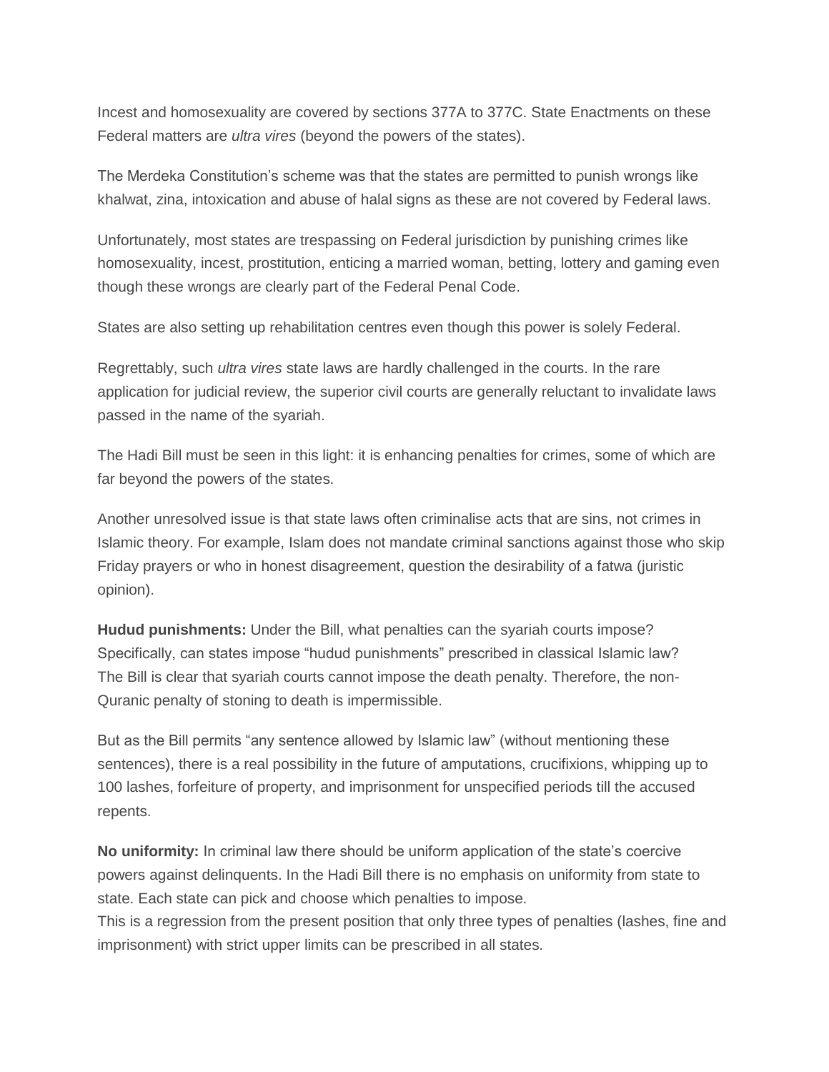Incest and homosexuality are covered by sections 377A to 377C. State Enactments on these Federal matters are *ultra vires* (beyond the powers of the states).

The Merdeka Constitution's scheme was that the states are permitted to punish wrongs like khalwat, zina, intoxication and abuse of halal signs as these are not covered by Federal laws.

Unfortunately, most states are trespassing on Federal jurisdiction by punishing crimes like homosexuality, incest, prostitution, enticing a married woman, betting, lottery and gaming even though these wrongs are clearly part of the Federal Penal Code.

States are also setting up rehabilitation centres even though this power is solely Federal.

Regrettably, such *ultra vires* state laws are hardly challenged in the courts. In the rare application for judicial review, the superior civil courts are generally reluctant to invalidate laws passed in the name of the syariah.

The Hadi Bill must be seen in this light: it is enhancing penalties for crimes, some of which are far beyond the powers of the states.

Another unresolved issue is that state laws often criminalise acts that are sins, not crimes in Islamic theory. For example, Islam does not mandate criminal sanctions against those who skip Friday prayers or who in honest disagreement, question the desirability of a fatwa (juristic opinion).

**Hudud punishments:** Under the Bill, what penalties can the syariah courts impose? Specifically, can states impose "hudud punishments" prescribed in classical Islamic law? The Bill is clear that syariah courts cannot impose the death penalty. Therefore, the non-Quranic penalty of stoning to death is impermissible.

But as the Bill permits "any sentence allowed by Islamic law" (without mentioning these sentences), there is a real possibility in the future of amputations, crucifixions, whipping up to 100 lashes, forfeiture of property, and imprisonment for unspecified periods till the accused repents.

**No uniformity:** In criminal law there should be uniform application of the state's coercive powers against delinquents. In the Hadi Bill there is no emphasis on uniformity from state to state. Each state can pick and choose which penalties to impose.
This is a regression from the present position that only three types of penalties (lashes, fine and imprisonment) with strict upper limits can be prescribed in all states.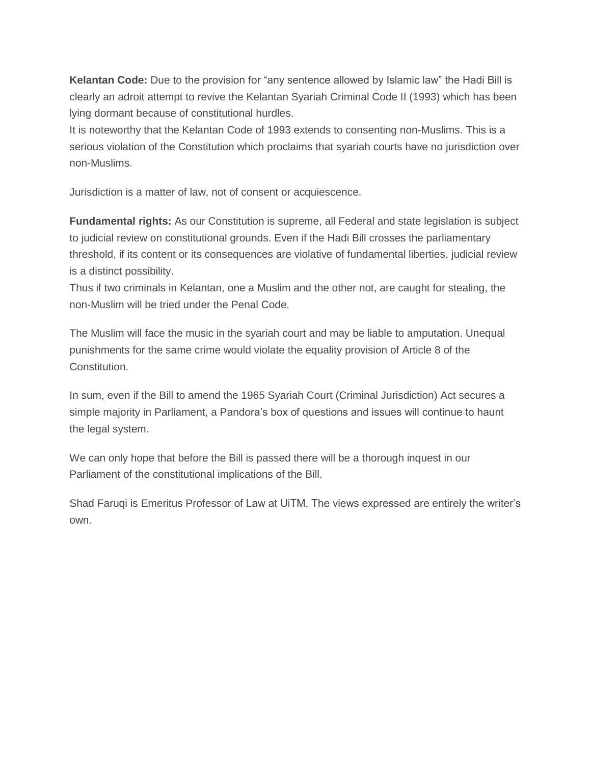**Kelantan Code:** Due to the provision for “any sentence allowed by Islamic law” the Hadi Bill is clearly an adroit attempt to revive the Kelantan Syariah Criminal Code II (1993) which has been lying dormant because of constitutional hurdles.

It is noteworthy that the Kelantan Code of 1993 extends to consenting non-Muslims. This is a serious violation of the Constitution which proclaims that syariah courts have no jurisdiction over non-Muslims.

Jurisdiction is a matter of law, not of consent or acquiescence.

**Fundamental rights:** As our Constitution is supreme, all Federal and state legislation is subject to judicial review on constitutional grounds. Even if the Hadi Bill crosses the parliamentary threshold, if its content or its consequences are violative of fundamental liberties, judicial review is a distinct possibility.

Thus if two criminals in Kelantan, one a Muslim and the other not, are caught for stealing, the non-Muslim will be tried under the Penal Code.

The Muslim will face the music in the syariah court and may be liable to amputation. Unequal punishments for the same crime would violate the equality provision of Article 8 of the Constitution.

In sum, even if the Bill to amend the 1965 Syariah Court (Criminal Jurisdiction) Act secures a simple majority in Parliament, a Pandora’s box of questions and issues will continue to haunt the legal system.

We can only hope that before the Bill is passed there will be a thorough inquest in our Parliament of the constitutional implications of the Bill.

Shad Faruqi is Emeritus Professor of Law at UiTM. The views expressed are entirely the writer’s own.